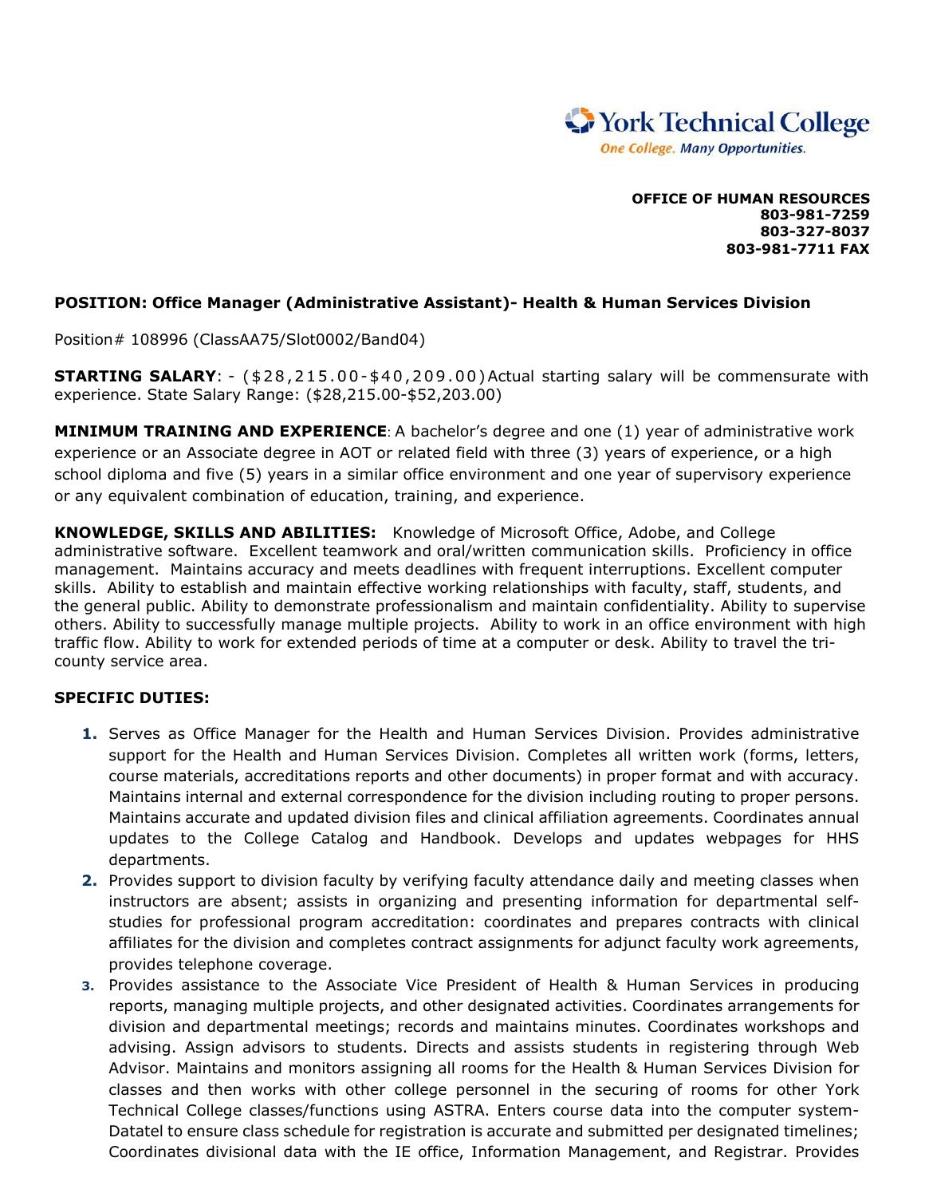York Technical College

*One College. Many Opportunities.*

**OFFICE OF HUMAN RESOURCES**
**803-981-7259**
**803-327-8037**
**803-981-7711 FAX**

**POSITION: Office Manager (Administrative Assistant)- Health & Human Services Division**

Position# 108996 (ClassAA75/Slot0002/Band04)

**STARTING SALARY**: - ($28,215.00-$40,209.00) Actual starting salary will be commensurate with experience. State Salary Range: ($28,215.00-$52,203.00)

**MINIMUM TRAINING AND EXPERIENCE**: A bachelor's degree and one (1) year of administrative work experience or an Associate degree in AOT or related field with three (3) years of experience, or a high school diploma and five (5) years in a similar office environment and one year of supervisory experience or any equivalent combination of education, training, and experience.

**KNOWLEDGE, SKILLS AND ABILITIES:** Knowledge of Microsoft Office, Adobe, and College administrative software. Excellent teamwork and oral/written communication skills. Proficiency in office management. Maintains accuracy and meets deadlines with frequent interruptions. Excellent computer skills. Ability to establish and maintain effective working relationships with faculty, staff, students, and the general public. Ability to demonstrate professionalism and maintain confidentiality. Ability to supervise others. Ability to successfully manage multiple projects. Ability to work in an office environment with high traffic flow. Ability to work for extended periods of time at a computer or desk. Ability to travel the tri-county service area.

**SPECIFIC DUTIES:**

1. Serves as Office Manager for the Health and Human Services Division. Provides administrative support for the Health and Human Services Division. Completes all written work (forms, letters, course materials, accreditations reports and other documents) in proper format and with accuracy. Maintains internal and external correspondence for the division including routing to proper persons. Maintains accurate and updated division files and clinical affiliation agreements. Coordinates annual updates to the College Catalog and Handbook. Develops and updates webpages for HHS departments.
2. Provides support to division faculty by verifying faculty attendance daily and meeting classes when instructors are absent; assists in organizing and presenting information for departmental self-studies for professional program accreditation: coordinates and prepares contracts with clinical affiliates for the division and completes contract assignments for adjunct faculty work agreements, provides telephone coverage.
3. Provides assistance to the Associate Vice President of Health & Human Services in producing reports, managing multiple projects, and other designated activities. Coordinates arrangements for division and departmental meetings; records and maintains minutes. Coordinates workshops and advising. Assign advisors to students. Directs and assists students in registering through Web Advisor. Maintains and monitors assigning all rooms for the Health & Human Services Division for classes and then works with other college personnel in the securing of rooms for other York Technical College classes/functions using ASTRA. Enters course data into the computer system-Datatel to ensure class schedule for registration is accurate and submitted per designated timelines; Coordinates divisional data with the IE office, Information Management, and Registrar. Provides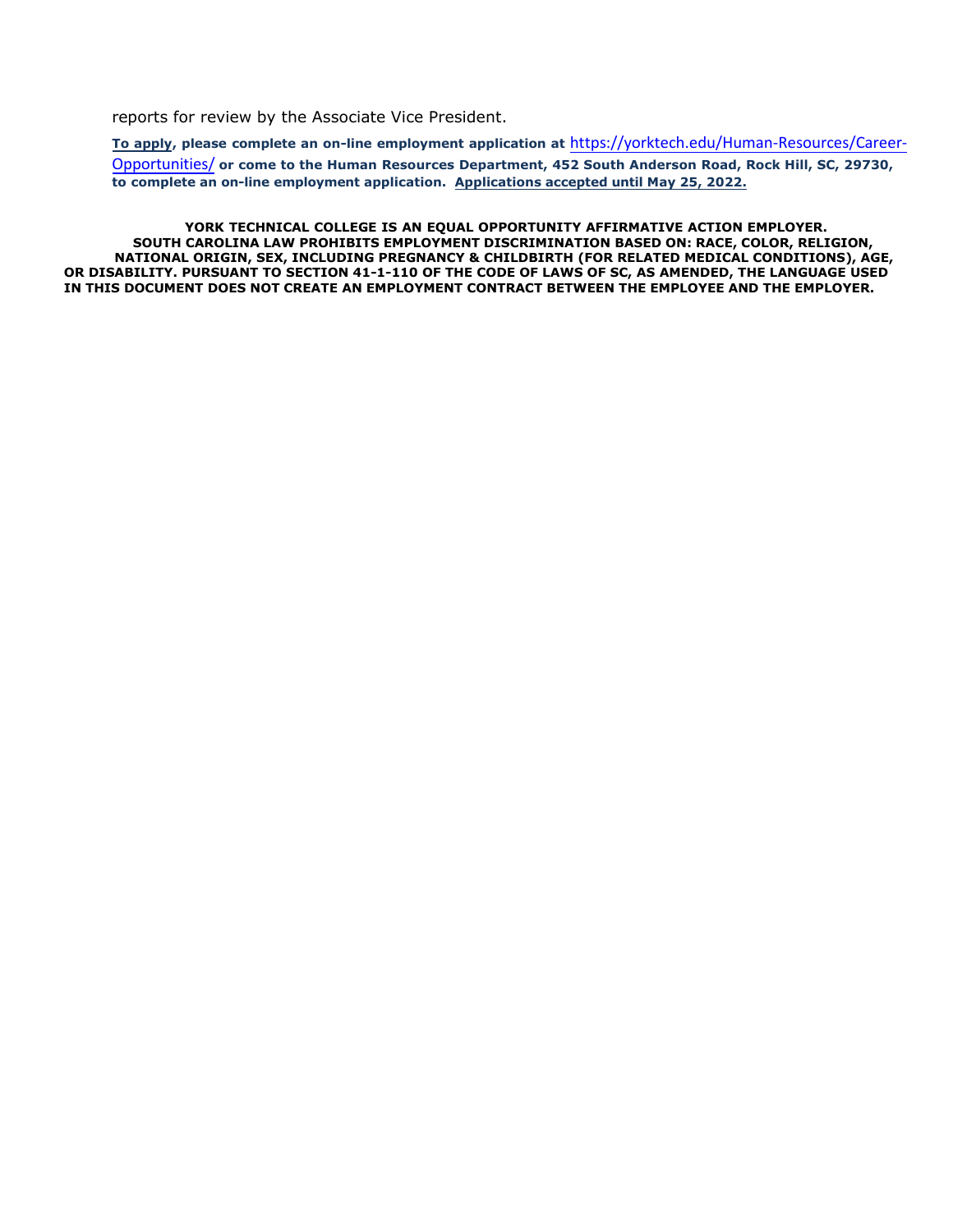reports for review by the Associate Vice President.

**To apply, please complete an on-line employment application at** https://yorktech.edu/Human-Resources/Career-Opportunities/ **or come to the Human Resources Department, 452 South Anderson Road, Rock Hill, SC, 29730, to complete an on-line employment application. Applications accepted until May 25, 2022.**

**YORK TECHNICAL COLLEGE IS AN EQUAL OPPORTUNITY AFFIRMATIVE ACTION EMPLOYER. SOUTH CAROLINA LAW PROHIBITS EMPLOYMENT DISCRIMINATION BASED ON: RACE, COLOR, RELIGION, NATIONAL ORIGIN, SEX, INCLUDING PREGNANCY & CHILDBIRTH (FOR RELATED MEDICAL CONDITIONS), AGE, OR DISABILITY. PURSUANT TO SECTION 41-1-110 OF THE CODE OF LAWS OF SC, AS AMENDED, THE LANGUAGE USED IN THIS DOCUMENT DOES NOT CREATE AN EMPLOYMENT CONTRACT BETWEEN THE EMPLOYEE AND THE EMPLOYER.**